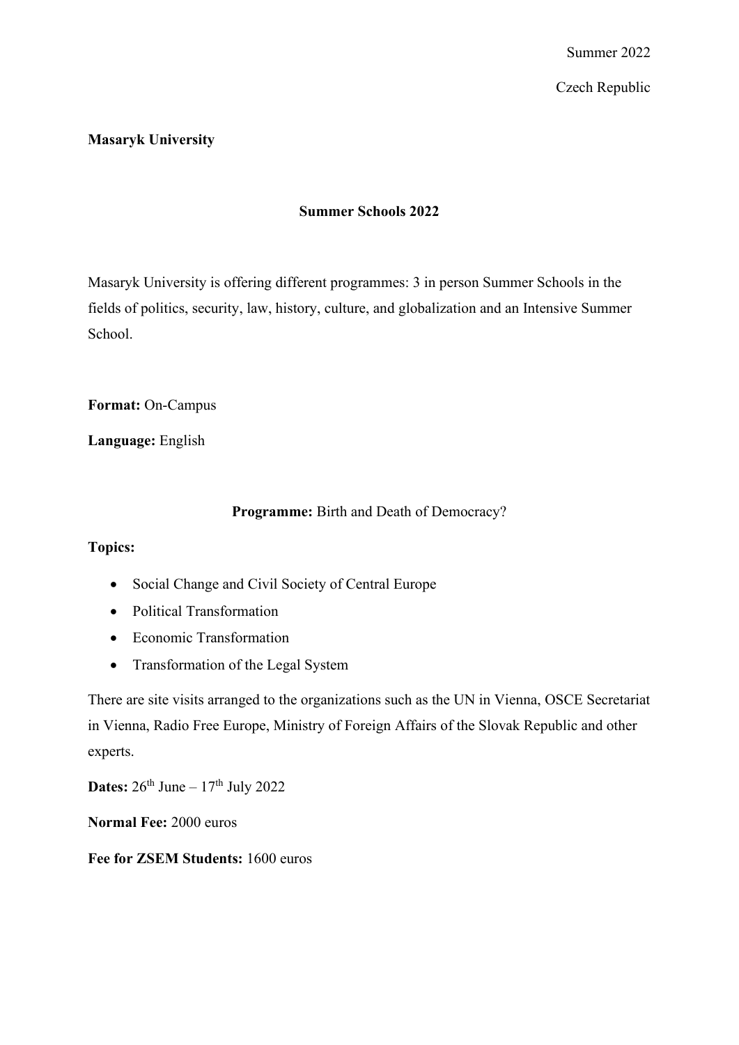Summer 2022

Czech Republic

**Masaryk University**

## Summer Schools 2022

Masaryk University is offering different programmes: 3 in person Summer Schools in the fields of politics, security, law, history, culture, and globalization and an Intensive Summer School.

**Format:** On-Campus

**Language:** English

### Programme: Birth and Death of Democracy?

**Topics:**

- Social Change and Civil Society of Central Europe
- Political Transformation
- Economic Transformation
- Transformation of the Legal System

There are site visits arranged to the organizations such as the UN in Vienna, OSCE Secretariat in Vienna, Radio Free Europe, Ministry of Foreign Affairs of the Slovak Republic and other experts.

**Dates:** 26th June – 17th July 2022

**Normal Fee:** 2000 euros

**Fee for ZSEM Students:** 1600 euros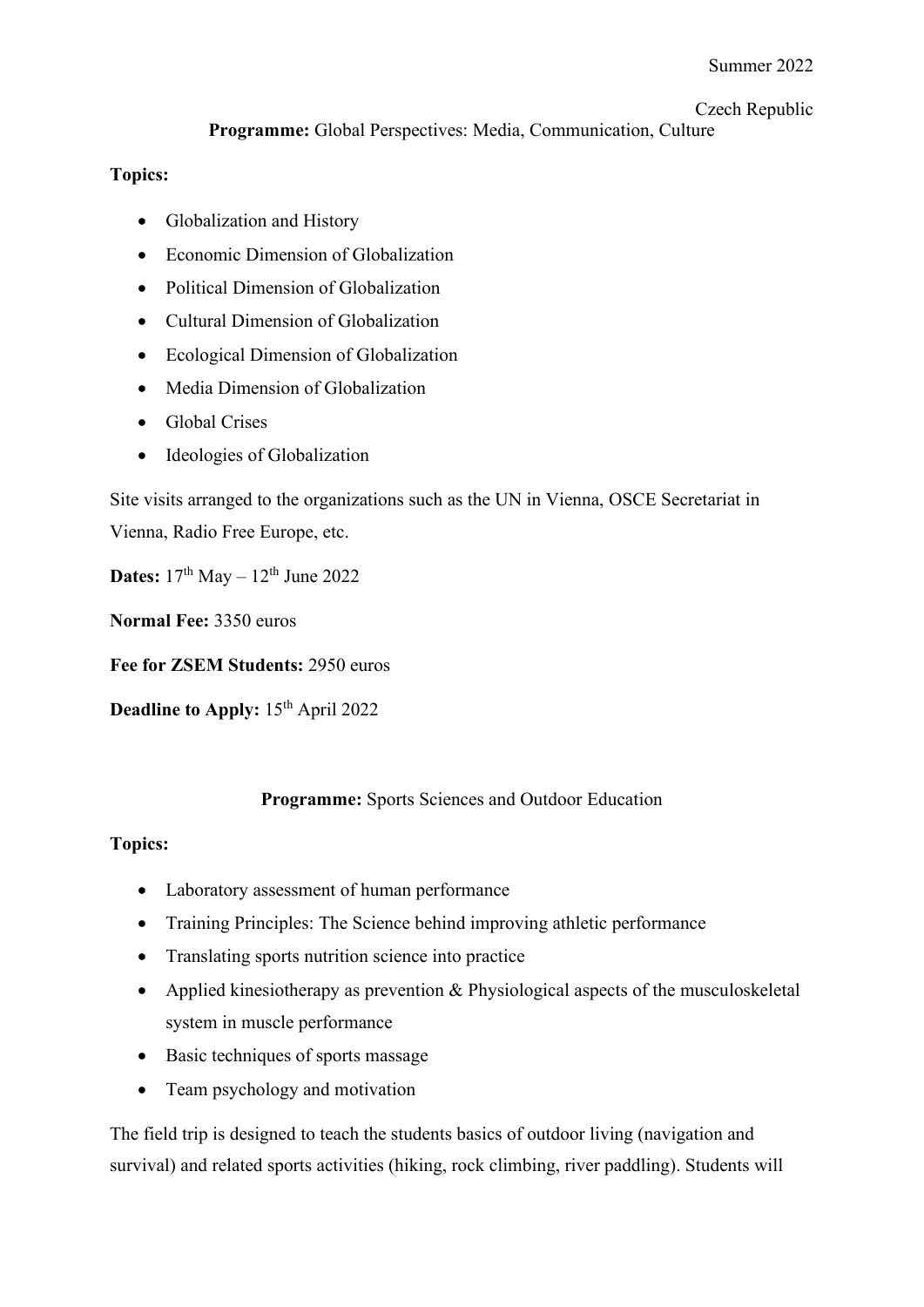Summer 2022

Czech Republic

**Programme:** Global Perspectives: Media, Communication, Culture

**Topics:**

- Globalization and History
- Economic Dimension of Globalization
- Political Dimension of Globalization
- Cultural Dimension of Globalization
- Ecological Dimension of Globalization
- Media Dimension of Globalization
- Global Crises
- Ideologies of Globalization

Site visits arranged to the organizations such as the UN in Vienna, OSCE Secretariat in Vienna, Radio Free Europe, etc.

**Dates:** 17th May – 12th June 2022

**Normal Fee:** 3350 euros

**Fee for ZSEM Students:** 2950 euros

**Deadline to Apply:** 15th April 2022

**Programme:** Sports Sciences and Outdoor Education

**Topics:**

- Laboratory assessment of human performance
- Training Principles: The Science behind improving athletic performance
- Translating sports nutrition science into practice
- Applied kinesiotherapy as prevention & Physiological aspects of the musculoskeletal system in muscle performance
- Basic techniques of sports massage
- Team psychology and motivation

The field trip is designed to teach the students basics of outdoor living (navigation and survival) and related sports activities (hiking, rock climbing, river paddling). Students will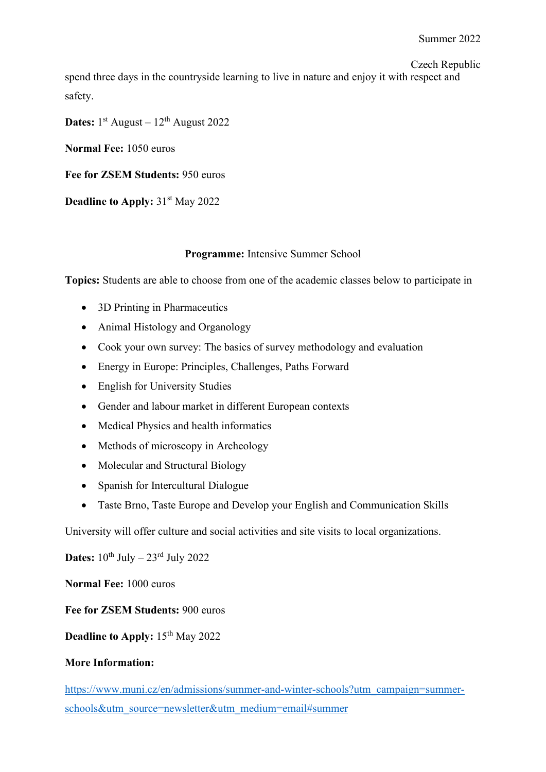spend three days in the countryside learning to live in nature and enjoy it with respect and safety.

**Dates:** 1st August – 12th August 2022

**Normal Fee:** 1050 euros

**Fee for ZSEM Students:** 950 euros

**Deadline to Apply:** 31st May 2022

**Programme:** Intensive Summer School

**Topics:** Students are able to choose from one of the academic classes below to participate in

- 3D Printing in Pharmaceutics
- Animal Histology and Organology
- Cook your own survey: The basics of survey methodology and evaluation
- Energy in Europe: Principles, Challenges, Paths Forward
- English for University Studies
- Gender and labour market in different European contexts
- Medical Physics and health informatics
- Methods of microscopy in Archeology
- Molecular and Structural Biology
- Spanish for Intercultural Dialogue
- Taste Brno, Taste Europe and Develop your English and Communication Skills

University will offer culture and social activities and site visits to local organizations.

**Dates:** 10th July – 23rd July 2022

**Normal Fee:** 1000 euros

**Fee for ZSEM Students:** 900 euros

**Deadline to Apply:** 15th May 2022

**More Information:**

[https://www.muni.cz/en/admissions/summer-and-winter-schools?utm_campaign=summer-schools&utm_source=newsletter&utm_medium=email#summer](https://www.muni.cz/en/admissions/summer-and-winter-schools?utm_campaign=summer-schools&utm_source=newsletter&utm_medium=email#summer)